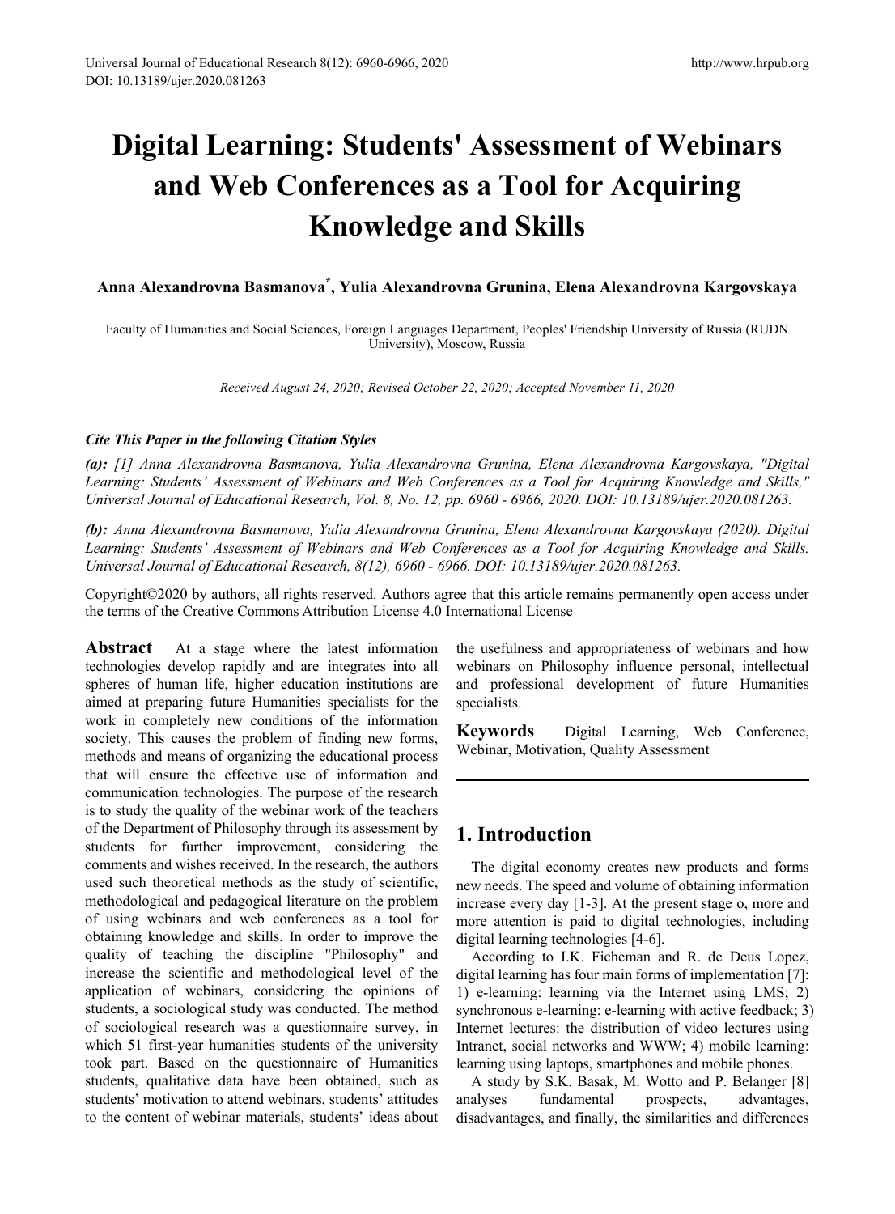# Digital Learning: Students' Assessment of Webinars and Web Conferences as a Tool for Acquiring Knowledge and Skills

**Anna Alexandrovna Basmanova[*], Yulia Alexandrovna Grunina, Elena Alexandrovna Kargovskaya**

Faculty of Humanities and Social Sciences, Foreign Languages Department, Peoples' Friendship University of Russia (RUDN University), Moscow, Russia

*Received August 24, 2020; Revised October 22, 2020; Accepted November 11, 2020*

***Cite This Paper in the following Citation Styles***

***(a):*** *[1] Anna Alexandrovna Basmanova, Yulia Alexandrovna Grunina, Elena Alexandrovna Kargovskaya, "Digital Learning: Students' Assessment of Webinars and Web Conferences as a Tool for Acquiring Knowledge and Skills," Universal Journal of Educational Research, Vol. 8, No. 12, pp. 6960 - 6966, 2020. DOI: 10.13189/ujer.2020.081263.*

***(b):*** *Anna Alexandrovna Basmanova, Yulia Alexandrovna Grunina, Elena Alexandrovna Kargovskaya (2020). Digital Learning: Students' Assessment of Webinars and Web Conferences as a Tool for Acquiring Knowledge and Skills. Universal Journal of Educational Research, 8(12), 6960 - 6966. DOI: 10.13189/ujer.2020.081263.*

Copyright©2020 by authors, all rights reserved. Authors agree that this article remains permanently open access under the terms of the Creative Commons Attribution License 4.0 International License

**Abstract** At a stage where the latest information technologies develop rapidly and are integrates into all spheres of human life, higher education institutions are aimed at preparing future Humanities specialists for the work in completely new conditions of the information society. This causes the problem of finding new forms, methods and means of organizing the educational process that will ensure the effective use of information and communication technologies. The purpose of the research is to study the quality of the webinar work of the teachers of the Department of Philosophy through its assessment by students for further improvement, considering the comments and wishes received. In the research, the authors used such theoretical methods as the study of scientific, methodological and pedagogical literature on the problem of using webinars and web conferences as a tool for obtaining knowledge and skills. In order to improve the quality of teaching the discipline "Philosophy" and increase the scientific and methodological level of the application of webinars, considering the opinions of students, a sociological study was conducted. The method of sociological research was a questionnaire survey, in which 51 first-year humanities students of the university took part. Based on the questionnaire of Humanities students, qualitative data have been obtained, such as students' motivation to attend webinars, students' attitudes to the content of webinar materials, students' ideas about the usefulness and appropriateness of webinars and how webinars on Philosophy influence personal, intellectual and professional development of future Humanities specialists.

**Keywords** Digital Learning, Web Conference, Webinar, Motivation, Quality Assessment

## 1. Introduction

The digital economy creates new products and forms new needs. The speed and volume of obtaining information increase every day [1-3]. At the present stage o, more and more attention is paid to digital technologies, including digital learning technologies [4-6].

According to I.K. Ficheman and R. de Deus Lopez, digital learning has four main forms of implementation [7]: 1) e-learning: learning via the Internet using LMS; 2) synchronous e-learning: e-learning with active feedback; 3) Internet lectures: the distribution of video lectures using Intranet, social networks and WWW; 4) mobile learning: learning using laptops, smartphones and mobile phones.

A study by S.K. Basak, M. Wotto and P. Belanger [8] analyses fundamental prospects, advantages, disadvantages, and finally, the similarities and differences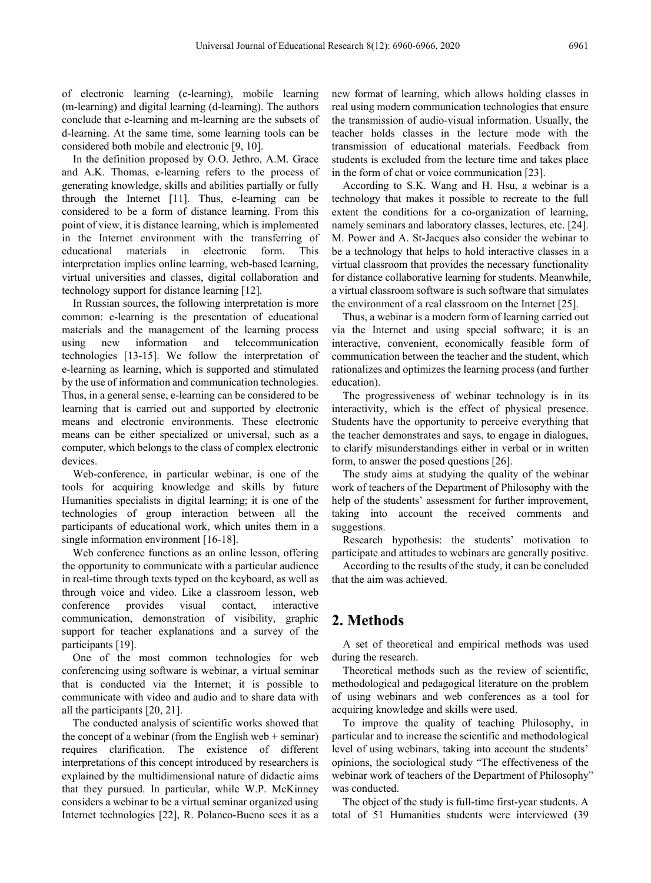of electronic learning (e-learning), mobile learning (m-learning) and digital learning (d-learning). The authors conclude that e-learning and m-learning are the subsets of d-learning. At the same time, some learning tools can be considered both mobile and electronic [9, 10].

In the definition proposed by O.O. Jethro, A.M. Grace and A.K. Thomas, e-learning refers to the process of generating knowledge, skills and abilities partially or fully through the Internet [11]. Thus, e-learning can be considered to be a form of distance learning. From this point of view, it is distance learning, which is implemented in the Internet environment with the transferring of educational materials in electronic form. This interpretation implies online learning, web-based learning, virtual universities and classes, digital collaboration and technology support for distance learning [12].

In Russian sources, the following interpretation is more common: e-learning is the presentation of educational materials and the management of the learning process using new information and telecommunication technologies [13-15]. We follow the interpretation of e-learning as learning, which is supported and stimulated by the use of information and communication technologies. Thus, in a general sense, e-learning can be considered to be learning that is carried out and supported by electronic means and electronic environments. These electronic means can be either specialized or universal, such as a computer, which belongs to the class of complex electronic devices.

Web-conference, in particular webinar, is one of the tools for acquiring knowledge and skills by future Humanities specialists in digital learning; it is one of the technologies of group interaction between all the participants of educational work, which unites them in a single information environment [16-18].

Web conference functions as an online lesson, offering the opportunity to communicate with a particular audience in real-time through texts typed on the keyboard, as well as through voice and video. Like a classroom lesson, web conference provides visual contact, interactive communication, demonstration of visibility, graphic support for teacher explanations and a survey of the participants [19].

One of the most common technologies for web conferencing using software is webinar, a virtual seminar that is conducted via the Internet; it is possible to communicate with video and audio and to share data with all the participants [20, 21].

The conducted analysis of scientific works showed that the concept of a webinar (from the English web + seminar) requires clarification. The existence of different interpretations of this concept introduced by researchers is explained by the multidimensional nature of didactic aims that they pursued. In particular, while W.P. McKinney considers a webinar to be a virtual seminar organized using Internet technologies [22], R. Polanco-Bueno sees it as a new format of learning, which allows holding classes in real using modern communication technologies that ensure the transmission of audio-visual information. Usually, the teacher holds classes in the lecture mode with the transmission of educational materials. Feedback from students is excluded from the lecture time and takes place in the form of chat or voice communication [23].

According to S.K. Wang and H. Hsu, a webinar is a technology that makes it possible to recreate to the full extent the conditions for a co-organization of learning, namely seminars and laboratory classes, lectures, etc. [24]. M. Power and A. St-Jacques also consider the webinar to be a technology that helps to hold interactive classes in a virtual classroom that provides the necessary functionality for distance collaborative learning for students. Meanwhile, a virtual classroom software is such software that simulates the environment of a real classroom on the Internet [25].

Thus, a webinar is a modern form of learning carried out via the Internet and using special software; it is an interactive, convenient, economically feasible form of communication between the teacher and the student, which rationalizes and optimizes the learning process (and further education).

The progressiveness of webinar technology is in its interactivity, which is the effect of physical presence. Students have the opportunity to perceive everything that the teacher demonstrates and says, to engage in dialogues, to clarify misunderstandings either in verbal or in written form, to answer the posed questions [26].

The study aims at studying the quality of the webinar work of teachers of the Department of Philosophy with the help of the students' assessment for further improvement, taking into account the received comments and suggestions.

Research hypothesis: the students' motivation to participate and attitudes to webinars are generally positive.

According to the results of the study, it can be concluded that the aim was achieved.

## 2. Methods

A set of theoretical and empirical methods was used during the research.

Theoretical methods such as the review of scientific, methodological and pedagogical literature on the problem of using webinars and web conferences as a tool for acquiring knowledge and skills were used.

To improve the quality of teaching Philosophy, in particular and to increase the scientific and methodological level of using webinars, taking into account the students' opinions, the sociological study "The effectiveness of the webinar work of teachers of the Department of Philosophy" was conducted.

The object of the study is full-time first-year students. A total of 51 Humanities students were interviewed (39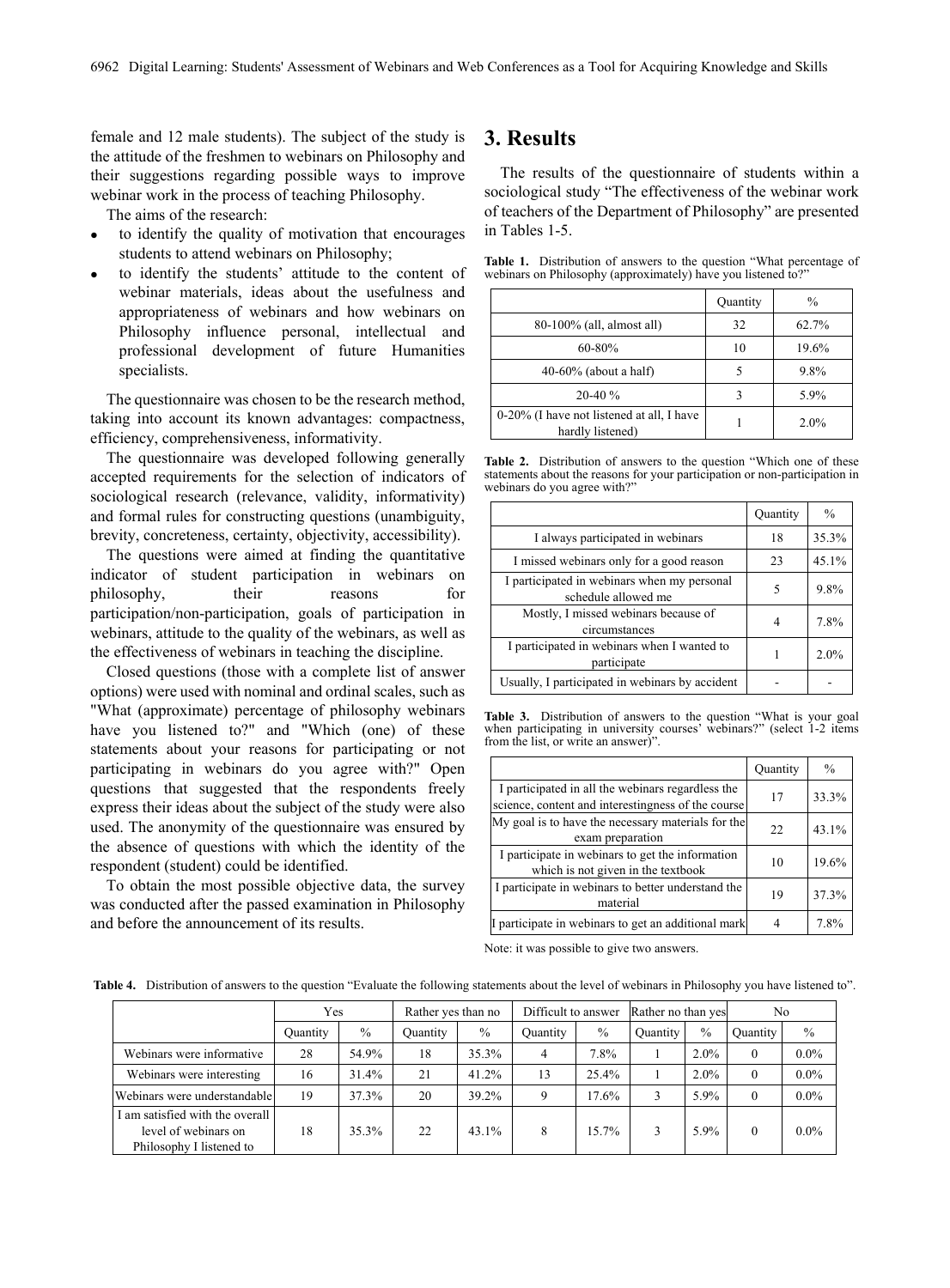female and 12 male students). The subject of the study is the attitude of the freshmen to webinars on Philosophy and their suggestions regarding possible ways to improve webinar work in the process of teaching Philosophy.

The aims of the research:

- to identify the quality of motivation that encourages students to attend webinars on Philosophy;
- to identify the students' attitude to the content of webinar materials, ideas about the usefulness and appropriateness of webinars and how webinars on Philosophy influence personal, intellectual and professional development of future Humanities specialists.

The questionnaire was chosen to be the research method, taking into account its known advantages: compactness, efficiency, comprehensiveness, informativity.

The questionnaire was developed following generally accepted requirements for the selection of indicators of sociological research (relevance, validity, informativity) and formal rules for constructing questions (unambiguity, brevity, concreteness, certainty, objectivity, accessibility).

The questions were aimed at finding the quantitative indicator of student participation in webinars on philosophy, their reasons for participation/non-participation, goals of participation in webinars, attitude to the quality of the webinars, as well as the effectiveness of webinars in teaching the discipline.

Closed questions (those with a complete list of answer options) were used with nominal and ordinal scales, such as "What (approximate) percentage of philosophy webinars have you listened to?" and "Which (one) of these statements about your reasons for participating or not participating in webinars do you agree with?" Open questions that suggested that the respondents freely express their ideas about the subject of the study were also used. The anonymity of the questionnaire was ensured by the absence of questions with which the identity of the respondent (student) could be identified.

To obtain the most possible objective data, the survey was conducted after the passed examination in Philosophy and before the announcement of its results.

# 3. Results

The results of the questionnaire of students within a sociological study "The effectiveness of the webinar work of teachers of the Department of Philosophy" are presented in Tables 1-5.

**Table 1.** Distribution of answers to the question "What percentage of webinars on Philosophy (approximately) have you listened to?"

| | Quantity | % |
|---|---|---|
| 80-100% (all, almost all) | 32 | 62.7% |
| 60-80% | 10 | 19.6% |
| 40-60% (about a half) | 5 | 9.8% |
| 20-40 % | 3 | 5.9% |
| 0-20% (I have not listened at all, I have hardly listened) | 1 | 2.0% |

**Table 2.** Distribution of answers to the question "Which one of these statements about the reasons for your participation or non-participation in webinars do you agree with?"

| | Quantity | % |
|---|---|---|
| I always participated in webinars | 18 | 35.3% |
| I missed webinars only for a good reason | 23 | 45.1% |
| I participated in webinars when my personal schedule allowed me | 5 | 9.8% |
| Mostly, I missed webinars because of circumstances | 4 | 7.8% |
| I participated in webinars when I wanted to participate | 1 | 2.0% |
| Usually, I participated in webinars by accident | - | - |

**Table 3.** Distribution of answers to the question "What is your goal when participating in university courses' webinars?" (select 1-2 items from the list, or write an answer)".

| | Quantity | % |
|---|---|---|
| I participated in all the webinars regardless the science, content and interestingness of the course | 17 | 33.3% |
| My goal is to have the necessary materials for the exam preparation | 22 | 43.1% |
| I participate in webinars to get the information which is not given in the textbook | 10 | 19.6% |
| I participate in webinars to better understand the material | 19 | 37.3% |
| I participate in webinars to get an additional mark | 4 | 7.8% |

Note: it was possible to give two answers.

**Table 4.** Distribution of answers to the question "Evaluate the following statements about the level of webinars in Philosophy you have listened to".

| | Yes | | Rather yes than no | | Difficult to answer | | Rather no than yes | | No | |
|---|---|---|---|---|---|---|---|---|---|---|
| | Quantity | % | Quantity | % | Quantity | % | Quantity | % | Quantity | % |
| Webinars were informative | 28 | 54.9% | 18 | 35.3% | 4 | 7.8% | 1 | 2.0% | 0 | 0.0% |
| Webinars were interesting | 16 | 31.4% | 21 | 41.2% | 13 | 25.4% | 1 | 2.0% | 0 | 0.0% |
| Webinars were understandable | 19 | 37.3% | 20 | 39.2% | 9 | 17.6% | 3 | 5.9% | 0 | 0.0% |
| I am satisfied with the overall level of webinars on Philosophy I listened to | 18 | 35.3% | 22 | 43.1% | 8 | 15.7% | 3 | 5.9% | 0 | 0.0% |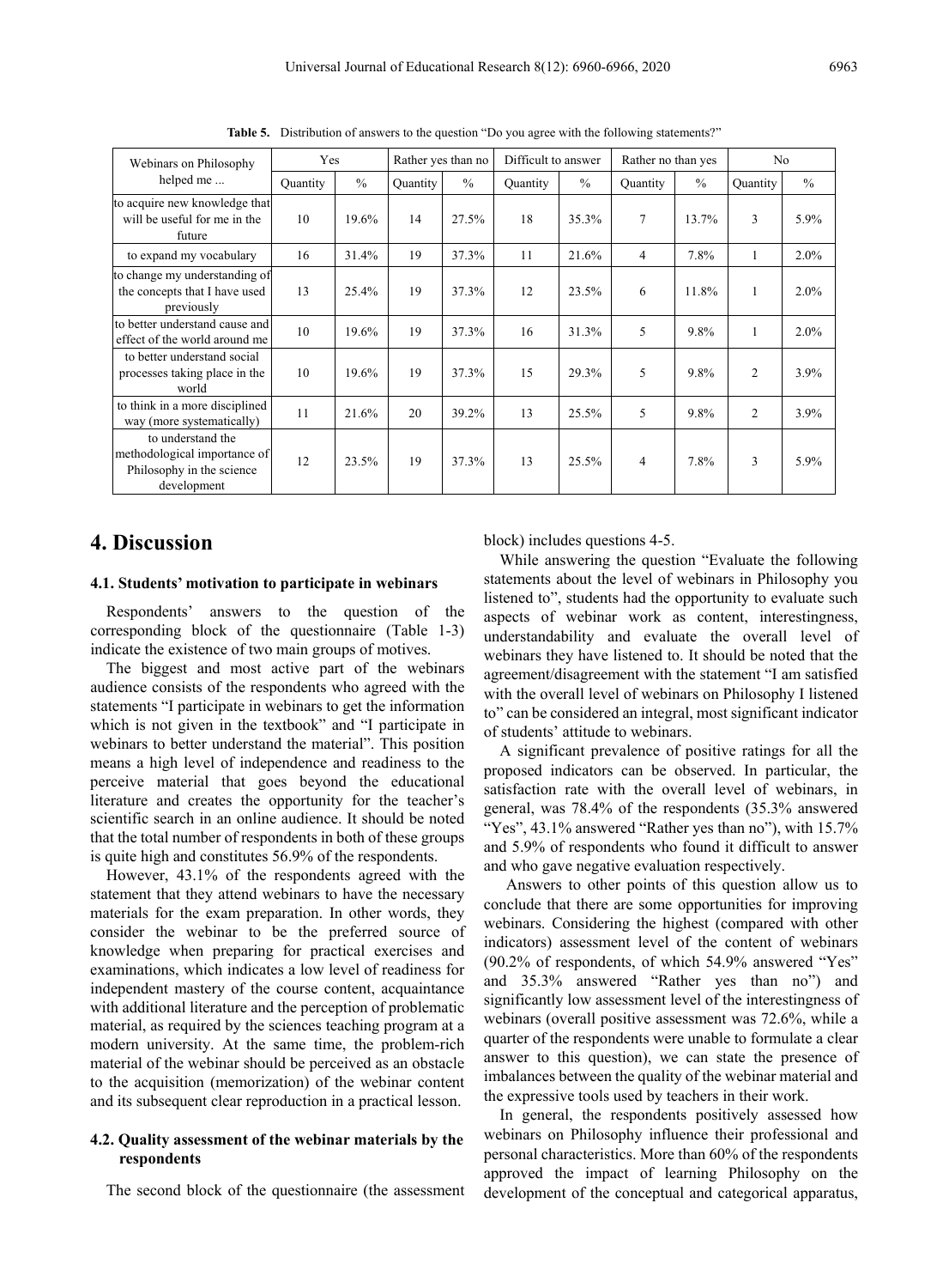**Table 5.** Distribution of answers to the question "Do you agree with the following statements?"

| Webinars on Philosophy helped me ... | Yes | | Rather yes than no | | Difficult to answer | | Rather no than yes | | No | |
|---|---|---|---|---|---|---|---|---|---|---|
| | Quantity | % | Quantity | % | Quantity | % | Quantity | % | Quantity | % |
| to acquire new knowledge that will be useful for me in the future | 10 | 19.6% | 14 | 27.5% | 18 | 35.3% | 7 | 13.7% | 3 | 5.9% |
| to expand my vocabulary | 16 | 31.4% | 19 | 37.3% | 11 | 21.6% | 4 | 7.8% | 1 | 2.0% |
| to change my understanding of the concepts that I have used previously | 13 | 25.4% | 19 | 37.3% | 12 | 23.5% | 6 | 11.8% | 1 | 2.0% |
| to better understand cause and effect of the world around me | 10 | 19.6% | 19 | 37.3% | 16 | 31.3% | 5 | 9.8% | 1 | 2.0% |
| to better understand social processes taking place in the world | 10 | 19.6% | 19 | 37.3% | 15 | 29.3% | 5 | 9.8% | 2 | 3.9% |
| to think in a more disciplined way (more systematically) | 11 | 21.6% | 20 | 39.2% | 13 | 25.5% | 5 | 9.8% | 2 | 3.9% |
| to understand the methodological importance of Philosophy in the science development | 12 | 23.5% | 19 | 37.3% | 13 | 25.5% | 4 | 7.8% | 3 | 5.9% |

## 4. Discussion

### 4.1. Students' motivation to participate in webinars

Respondents' answers to the question of the corresponding block of the questionnaire (Table 1-3) indicate the existence of two main groups of motives.

The biggest and most active part of the webinars audience consists of the respondents who agreed with the statements "I participate in webinars to get the information which is not given in the textbook" and "I participate in webinars to better understand the material". This position means a high level of independence and readiness to the perceive material that goes beyond the educational literature and creates the opportunity for the teacher's scientific search in an online audience. It should be noted that the total number of respondents in both of these groups is quite high and constitutes 56.9% of the respondents.

However, 43.1% of the respondents agreed with the statement that they attend webinars to have the necessary materials for the exam preparation. In other words, they consider the webinar to be the preferred source of knowledge when preparing for practical exercises and examinations, which indicates a low level of readiness for independent mastery of the course content, acquaintance with additional literature and the perception of problematic material, as required by the sciences teaching program at a modern university. At the same time, the problem-rich material of the webinar should be perceived as an obstacle to the acquisition (memorization) of the webinar content and its subsequent clear reproduction in a practical lesson.

### 4.2. Quality assessment of the webinar materials by the respondents

The second block of the questionnaire (the assessment block) includes questions 4-5.

While answering the question "Evaluate the following statements about the level of webinars in Philosophy you listened to", students had the opportunity to evaluate such aspects of webinar work as content, interestingness, understandability and evaluate the overall level of webinars they have listened to. It should be noted that the agreement/disagreement with the statement "I am satisfied with the overall level of webinars on Philosophy I listened to" can be considered an integral, most significant indicator of students' attitude to webinars.

A significant prevalence of positive ratings for all the proposed indicators can be observed. In particular, the satisfaction rate with the overall level of webinars, in general, was 78.4% of the respondents (35.3% answered "Yes", 43.1% answered "Rather yes than no"), with 15.7% and 5.9% of respondents who found it difficult to answer and who gave negative evaluation respectively.

Answers to other points of this question allow us to conclude that there are some opportunities for improving webinars. Considering the highest (compared with other indicators) assessment level of the content of webinars (90.2% of respondents, of which 54.9% answered "Yes" and 35.3% answered "Rather yes than no") and significantly low assessment level of the interestingness of webinars (overall positive assessment was 72.6%, while a quarter of the respondents were unable to formulate a clear answer to this question), we can state the presence of imbalances between the quality of the webinar material and the expressive tools used by teachers in their work.

In general, the respondents positively assessed how webinars on Philosophy influence their professional and personal characteristics. More than 60% of the respondents approved the impact of learning Philosophy on the development of the conceptual and categorical apparatus,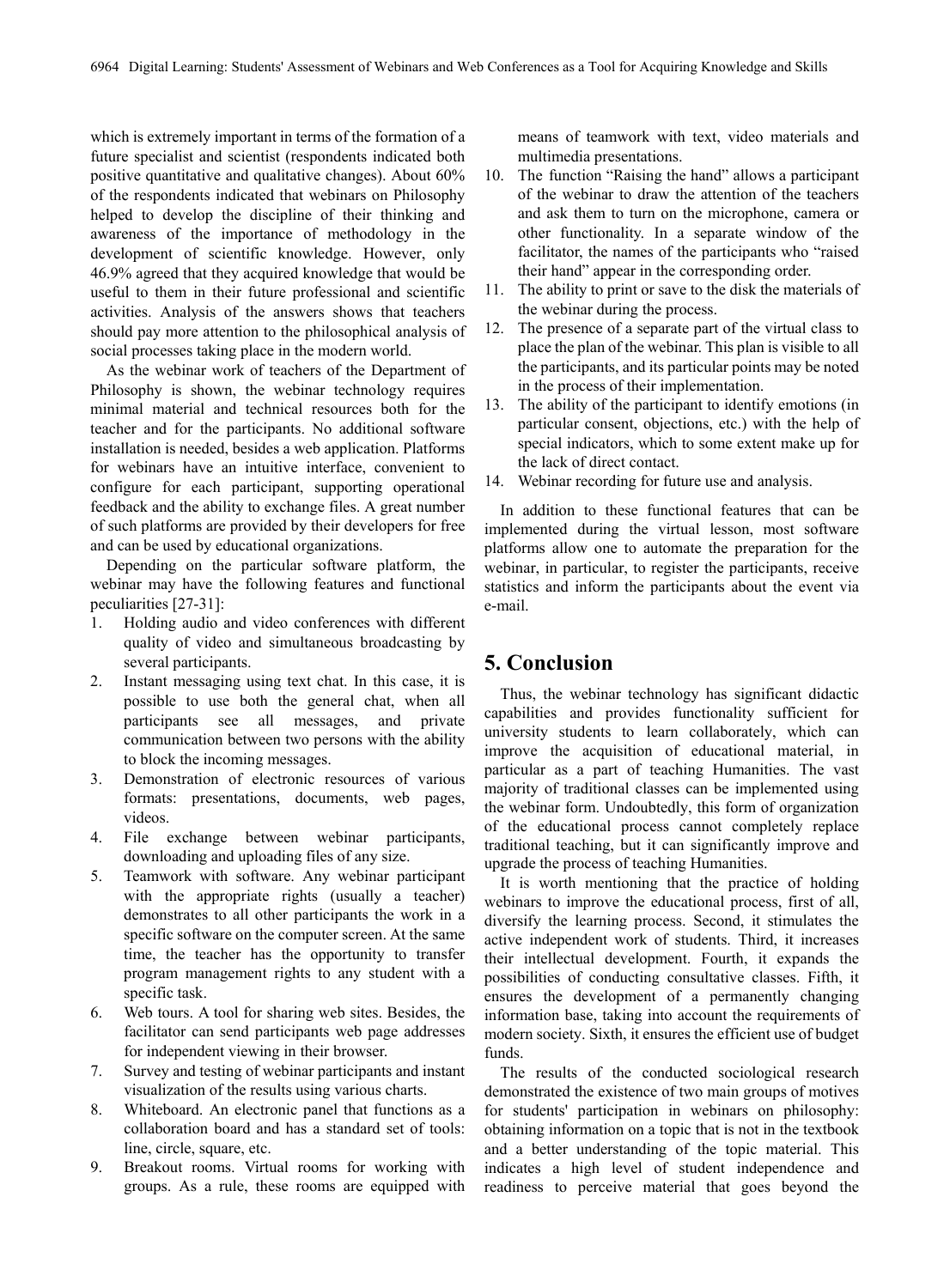which is extremely important in terms of the formation of a future specialist and scientist (respondents indicated both positive quantitative and qualitative changes). About 60% of the respondents indicated that webinars on Philosophy helped to develop the discipline of their thinking and awareness of the importance of methodology in the development of scientific knowledge. However, only 46.9% agreed that they acquired knowledge that would be useful to them in their future professional and scientific activities. Analysis of the answers shows that teachers should pay more attention to the philosophical analysis of social processes taking place in the modern world.

As the webinar work of teachers of the Department of Philosophy is shown, the webinar technology requires minimal material and technical resources both for the teacher and for the participants. No additional software installation is needed, besides a web application. Platforms for webinars have an intuitive interface, convenient to configure for each participant, supporting operational feedback and the ability to exchange files. A great number of such platforms are provided by their developers for free and can be used by educational organizations.

Depending on the particular software platform, the webinar may have the following features and functional peculiarities [27-31]:

1. Holding audio and video conferences with different quality of video and simultaneous broadcasting by several participants.
2. Instant messaging using text chat. In this case, it is possible to use both the general chat, when all participants see all messages, and private communication between two persons with the ability to block the incoming messages.
3. Demonstration of electronic resources of various formats: presentations, documents, web pages, videos.
4. File exchange between webinar participants, downloading and uploading files of any size.
5. Teamwork with software. Any webinar participant with the appropriate rights (usually a teacher) demonstrates to all other participants the work in a specific software on the computer screen. At the same time, the teacher has the opportunity to transfer program management rights to any student with a specific task.
6. Web tours. A tool for sharing web sites. Besides, the facilitator can send participants web page addresses for independent viewing in their browser.
7. Survey and testing of webinar participants and instant visualization of the results using various charts.
8. Whiteboard. An electronic panel that functions as a collaboration board and has a standard set of tools: line, circle, square, etc.
9. Breakout rooms. Virtual rooms for working with groups. As a rule, these rooms are equipped with means of teamwork with text, video materials and multimedia presentations.
10. The function "Raising the hand" allows a participant of the webinar to draw the attention of the teachers and ask them to turn on the microphone, camera or other functionality. In a separate window of the facilitator, the names of the participants who "raised their hand" appear in the corresponding order.
11. The ability to print or save to the disk the materials of the webinar during the process.
12. The presence of a separate part of the virtual class to place the plan of the webinar. This plan is visible to all the participants, and its particular points may be noted in the process of their implementation.
13. The ability of the participant to identify emotions (in particular consent, objections, etc.) with the help of special indicators, which to some extent make up for the lack of direct contact.
14. Webinar recording for future use and analysis.

In addition to these functional features that can be implemented during the virtual lesson, most software platforms allow one to automate the preparation for the webinar, in particular, to register the participants, receive statistics and inform the participants about the event via e-mail.

## 5. Conclusion

Thus, the webinar technology has significant didactic capabilities and provides functionality sufficient for university students to learn collaborately, which can improve the acquisition of educational material, in particular as a part of teaching Humanities. The vast majority of traditional classes can be implemented using the webinar form. Undoubtedly, this form of organization of the educational process cannot completely replace traditional teaching, but it can significantly improve and upgrade the process of teaching Humanities.

It is worth mentioning that the practice of holding webinars to improve the educational process, first of all, diversify the learning process. Second, it stimulates the active independent work of students. Third, it increases their intellectual development. Fourth, it expands the possibilities of conducting consultative classes. Fifth, it ensures the development of a permanently changing information base, taking into account the requirements of modern society. Sixth, it ensures the efficient use of budget funds.

The results of the conducted sociological research demonstrated the existence of two main groups of motives for students' participation in webinars on philosophy: obtaining information on a topic that is not in the textbook and a better understanding of the topic material. This indicates a high level of student independence and readiness to perceive material that goes beyond the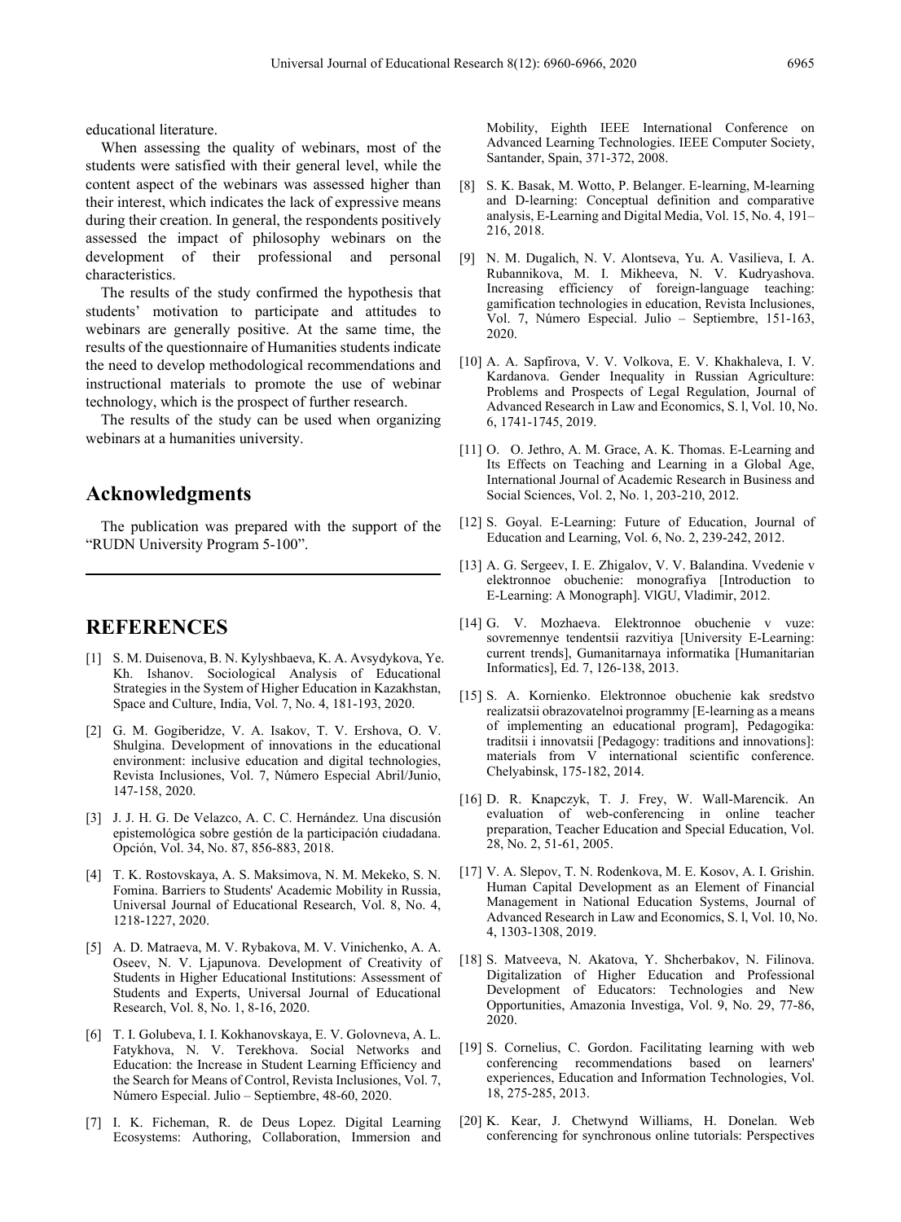educational literature.

When assessing the quality of webinars, most of the students were satisfied with their general level, while the content aspect of the webinars was assessed higher than their interest, which indicates the lack of expressive means during their creation. In general, the respondents positively assessed the impact of philosophy webinars on the development of their professional and personal characteristics.

The results of the study confirmed the hypothesis that students' motivation to participate and attitudes to webinars are generally positive. At the same time, the results of the questionnaire of Humanities students indicate the need to develop methodological recommendations and instructional materials to promote the use of webinar technology, which is the prospect of further research.

The results of the study can be used when organizing webinars at a humanities university.

## Acknowledgments

The publication was prepared with the support of the "RUDN University Program 5-100".

## REFERENCES

[1] S. M. Duisenova, B. N. Kylyshbaeva, K. A. Avsydykova, Ye. Kh. Ishanov. Sociological Analysis of Educational Strategies in the System of Higher Education in Kazakhstan, Space and Culture, India, Vol. 7, No. 4, 181-193, 2020.

[2] G. M. Gogiberidze, V. A. Isakov, T. V. Ershova, O. V. Shulgina. Development of innovations in the educational environment: inclusive education and digital technologies, Revista Inclusiones, Vol. 7, Número Especial Abril/Junio, 147-158, 2020.

[3] J. J. H. G. De Velazco, A. C. C. Hernández. Una discusión epistemológica sobre gestión de la participación ciudadana. Opción, Vol. 34, No. 87, 856-883, 2018.

[4] T. K. Rostovskaya, A. S. Maksimova, N. M. Mekeko, S. N. Fomina. Barriers to Students' Academic Mobility in Russia, Universal Journal of Educational Research, Vol. 8, No. 4, 1218-1227, 2020.

[5] A. D. Matraeva, M. V. Rybakova, M. V. Vinichenko, A. A. Oseev, N. V. Ljapunova. Development of Creativity of Students in Higher Educational Institutions: Assessment of Students and Experts, Universal Journal of Educational Research, Vol. 8, No. 1, 8-16, 2020.

[6] T. I. Golubeva, I. I. Kokhanovskaya, E. V. Golovneva, A. L. Fatykhova, N. V. Terekhova. Social Networks and Education: the Increase in Student Learning Efficiency and the Search for Means of Control, Revista Inclusiones, Vol. 7, Número Especial. Julio – Septiembre, 48-60, 2020.

[7] I. K. Ficheman, R. de Deus Lopez. Digital Learning Ecosystems: Authoring, Collaboration, Immersion and Mobility, Eighth IEEE International Conference on Advanced Learning Technologies. IEEE Computer Society, Santander, Spain, 371-372, 2008.

[8] S. K. Basak, M. Wotto, P. Belanger. E-learning, M-learning and D-learning: Conceptual definition and comparative analysis, E-Learning and Digital Media, Vol. 15, No. 4, 191–216, 2018.

[9] N. M. Dugalich, N. V. Alontseva, Yu. A. Vasilieva, I. A. Rubannikova, M. I. Mikheeva, N. V. Kudryashova. Increasing efficiency of foreign-language teaching: gamification technologies in education, Revista Inclusiones, Vol. 7, Número Especial. Julio – Septiembre, 151-163, 2020.

[10] A. A. Sapfirova, V. V. Volkova, E. V. Khakhaleva, I. V. Kardanova. Gender Inequality in Russian Agriculture: Problems and Prospects of Legal Regulation, Journal of Advanced Research in Law and Economics, S. l, Vol. 10, No. 6, 1741-1745, 2019.

[11] O. O. Jethro, A. M. Grace, A. K. Thomas. E-Learning and Its Effects on Teaching and Learning in a Global Age, International Journal of Academic Research in Business and Social Sciences, Vol. 2, No. 1, 203-210, 2012.

[12] S. Goyal. E-Learning: Future of Education, Journal of Education and Learning, Vol. 6, No. 2, 239-242, 2012.

[13] A. G. Sergeev, I. E. Zhigalov, V. V. Balandina. Vvedenie v elektronnoe obuchenie: monografiya [Introduction to E-Learning: A Monograph]. VlGU, Vladimir, 2012.

[14] G. V. Mozhaeva. Elektronnoe obuchenie v vuze: sovremennye tendentsii razvitiya [University E-Learning: current trends], Gumanitarnaya informatika [Humanitarian Informatics], Ed. 7, 126-138, 2013.

[15] S. A. Kornienko. Elektronnoe obuchenie kak sredstvo realizatsii obrazovatelnoi programmy [E-learning as a means of implementing an educational program], Pedagogika: traditsii i innovatsii [Pedagogy: traditions and innovations]: materials from V international scientific conference. Chelyabinsk, 175-182, 2014.

[16] D. R. Knapczyk, T. J. Frey, W. Wall-Marencik. An evaluation of web-conferencing in online teacher preparation, Teacher Education and Special Education, Vol. 28, No. 2, 51-61, 2005.

[17] V. A. Slepov, T. N. Rodenkova, M. E. Kosov, A. I. Grishin. Human Capital Development as an Element of Financial Management in National Education Systems, Journal of Advanced Research in Law and Economics, S. l, Vol. 10, No. 4, 1303-1308, 2019.

[18] S. Matveeva, N. Akatova, Y. Shcherbakov, N. Filinova. Digitalization of Higher Education and Professional Development of Educators: Technologies and New Opportunities, Amazonia Investiga, Vol. 9, No. 29, 77-86, 2020.

[19] S. Cornelius, C. Gordon. Facilitating learning with web conferencing recommendations based on learners' experiences, Education and Information Technologies, Vol. 18, 275-285, 2013.

[20] K. Kear, J. Chetwynd Williams, H. Donelan. Web conferencing for synchronous online tutorials: Perspectives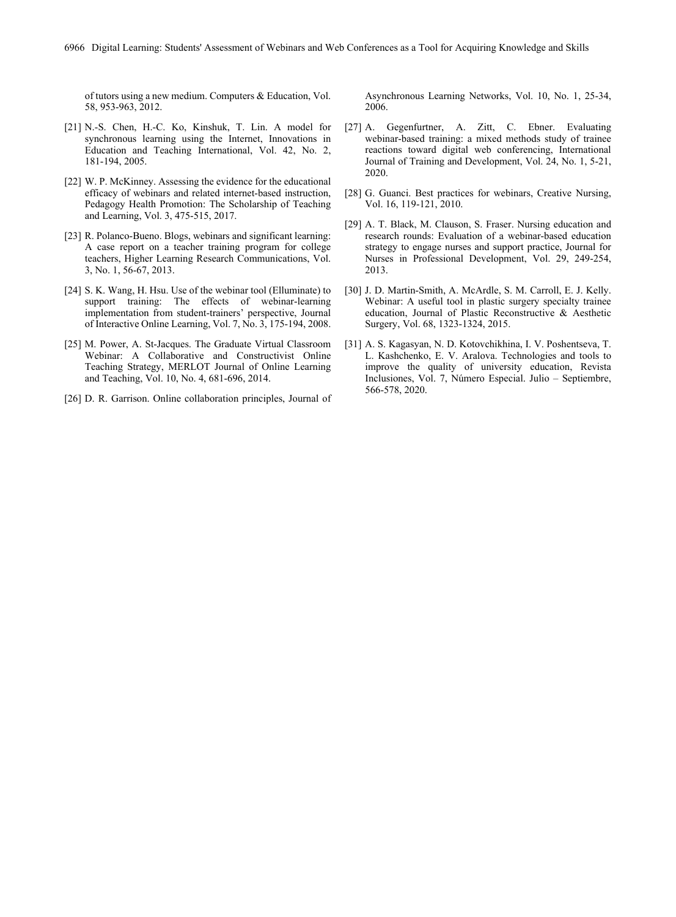of tutors using a new medium. Computers & Education, Vol. 58, 953-963, 2012.

[21] N.-S. Chen, H.-C. Ko, Kinshuk, T. Lin. A model for synchronous learning using the Internet, Innovations in Education and Teaching International, Vol. 42, No. 2, 181-194, 2005.

[22] W. P. McKinney. Assessing the evidence for the educational efficacy of webinars and related internet-based instruction, Pedagogy Health Promotion: The Scholarship of Teaching and Learning, Vol. 3, 475-515, 2017.

[23] R. Polanco-Bueno. Blogs, webinars and significant learning: A case report on a teacher training program for college teachers, Higher Learning Research Communications, Vol. 3, No. 1, 56-67, 2013.

[24] S. K. Wang, H. Hsu. Use of the webinar tool (Elluminate) to support training: The effects of webinar-learning implementation from student-trainers' perspective, Journal of Interactive Online Learning, Vol. 7, No. 3, 175-194, 2008.

[25] M. Power, A. St-Jacques. The Graduate Virtual Classroom Webinar: A Collaborative and Constructivist Online Teaching Strategy, MERLOT Journal of Online Learning and Teaching, Vol. 10, No. 4, 681-696, 2014.

[26] D. R. Garrison. Online collaboration principles, Journal of Asynchronous Learning Networks, Vol. 10, No. 1, 25-34, 2006.

[27] A. Gegenfurtner, A. Zitt, C. Ebner. Evaluating webinar-based training: a mixed methods study of trainee reactions toward digital web conferencing, International Journal of Training and Development, Vol. 24, No. 1, 5-21, 2020.

[28] G. Guanci. Best practices for webinars, Creative Nursing, Vol. 16, 119-121, 2010.

[29] A. T. Black, M. Clauson, S. Fraser. Nursing education and research rounds: Evaluation of a webinar-based education strategy to engage nurses and support practice, Journal for Nurses in Professional Development, Vol. 29, 249-254, 2013.

[30] J. D. Martin-Smith, A. McArdle, S. M. Carroll, E. J. Kelly. Webinar: A useful tool in plastic surgery specialty trainee education, Journal of Plastic Reconstructive & Aesthetic Surgery, Vol. 68, 1323-1324, 2015.

[31] A. S. Kagasyan, N. D. Kotovchikhina, I. V. Poshentseva, T. L. Kashchenko, E. V. Aralova. Technologies and tools to improve the quality of university education, Revista Inclusiones, Vol. 7, Número Especial. Julio – Septiembre, 566-578, 2020.